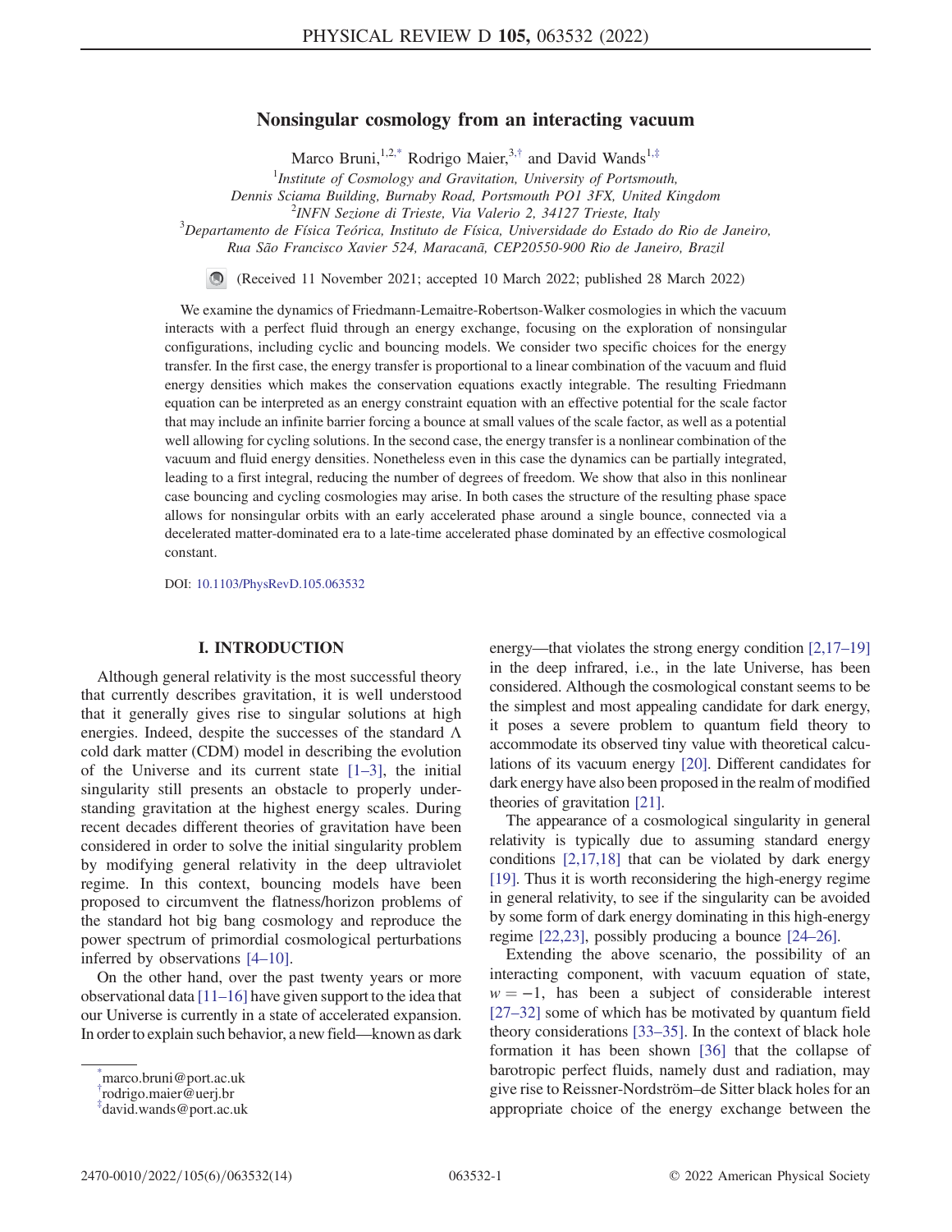# Nonsingular cosmology from an interacting vacuum

Marco Bruni,[1,2,*] Rodrigo Maier,[3,†] and David Wands[1,‡]

[1]Institute of Cosmology and Gravitation, University of Portsmouth, Dennis Sciama Building, Burnaby Road, Portsmouth PO1 3FX, United Kingdom

[2]INFN Sezione di Trieste, Via Valerio 2, 34127 Trieste, Italy

[3]Departamento de Física Teórica, Instituto de Física, Universidade do Estado do Rio de Janeiro, Rua São Francisco Xavier 524, Maracanã, CEP20550-900 Rio de Janeiro, Brazil

(Received 11 November 2021; accepted 10 March 2022; published 28 March 2022)

We examine the dynamics of Friedmann-Lemaitre-Robertson-Walker cosmologies in which the vacuum interacts with a perfect fluid through an energy exchange, focusing on the exploration of nonsingular configurations, including cyclic and bouncing models. We consider two specific choices for the energy transfer. In the first case, the energy transfer is proportional to a linear combination of the vacuum and fluid energy densities which makes the conservation equations exactly integrable. The resulting Friedmann equation can be interpreted as an energy constraint equation with an effective potential for the scale factor that may include an infinite barrier forcing a bounce at small values of the scale factor, as well as a potential well allowing for cycling solutions. In the second case, the energy transfer is a nonlinear combination of the vacuum and fluid energy densities. Nonetheless even in this case the dynamics can be partially integrated, leading to a first integral, reducing the number of degrees of freedom. We show that also in this nonlinear case bouncing and cycling cosmologies may arise. In both cases the structure of the resulting phase space allows for nonsingular orbits with an early accelerated phase around a single bounce, connected via a decelerated matter-dominated era to a late-time accelerated phase dominated by an effective cosmological constant.

DOI: 10.1103/PhysRevD.105.063532

## I. INTRODUCTION

Although general relativity is the most successful theory that currently describes gravitation, it is well understood that it generally gives rise to singular solutions at high energies. Indeed, despite the successes of the standard $\Lambda$ cold dark matter (CDM) model in describing the evolution of the Universe and its current state [1–3], the initial singularity still presents an obstacle to properly understanding gravitation at the highest energy scales. During recent decades different theories of gravitation have been considered in order to solve the initial singularity problem by modifying general relativity in the deep ultraviolet regime. In this context, bouncing models have been proposed to circumvent the flatness/horizon problems of the standard hot big bang cosmology and reproduce the power spectrum of primordial cosmological perturbations inferred by observations [4–10].

On the other hand, over the past twenty years or more observational data [11–16] have given support to the idea that our Universe is currently in a state of accelerated expansion. In order to explain such behavior, a new field—known as dark energy—that violates the strong energy condition [2,17–19] in the deep infrared, i.e., in the late Universe, has been considered. Although the cosmological constant seems to be the simplest and most appealing candidate for dark energy, it poses a severe problem to quantum field theory to accommodate its observed tiny value with theoretical calculations of its vacuum energy [20]. Different candidates for dark energy have also been proposed in the realm of modified theories of gravitation [21].

The appearance of a cosmological singularity in general relativity is typically due to assuming standard energy conditions [2,17,18] that can be violated by dark energy [19]. Thus it is worth reconsidering the high-energy regime in general relativity, to see if the singularity can be avoided by some form of dark energy dominating in this high-energy regime [22,23], possibly producing a bounce [24–26].

Extending the above scenario, the possibility of an interacting component, with vacuum equation of state, $w = -1$, has been a subject of considerable interest [27–32] some of which has be motivated by quantum field theory considerations [33–35]. In the context of black hole formation it has been shown [36] that the collapse of barotropic perfect fluids, namely dust and radiation, may give rise to Reissner-Nordström–de Sitter black holes for an appropriate choice of the energy exchange between the

*marco.bruni@port.ac.uk
†rodrigo.maier@uerj.br
‡david.wands@port.ac.uk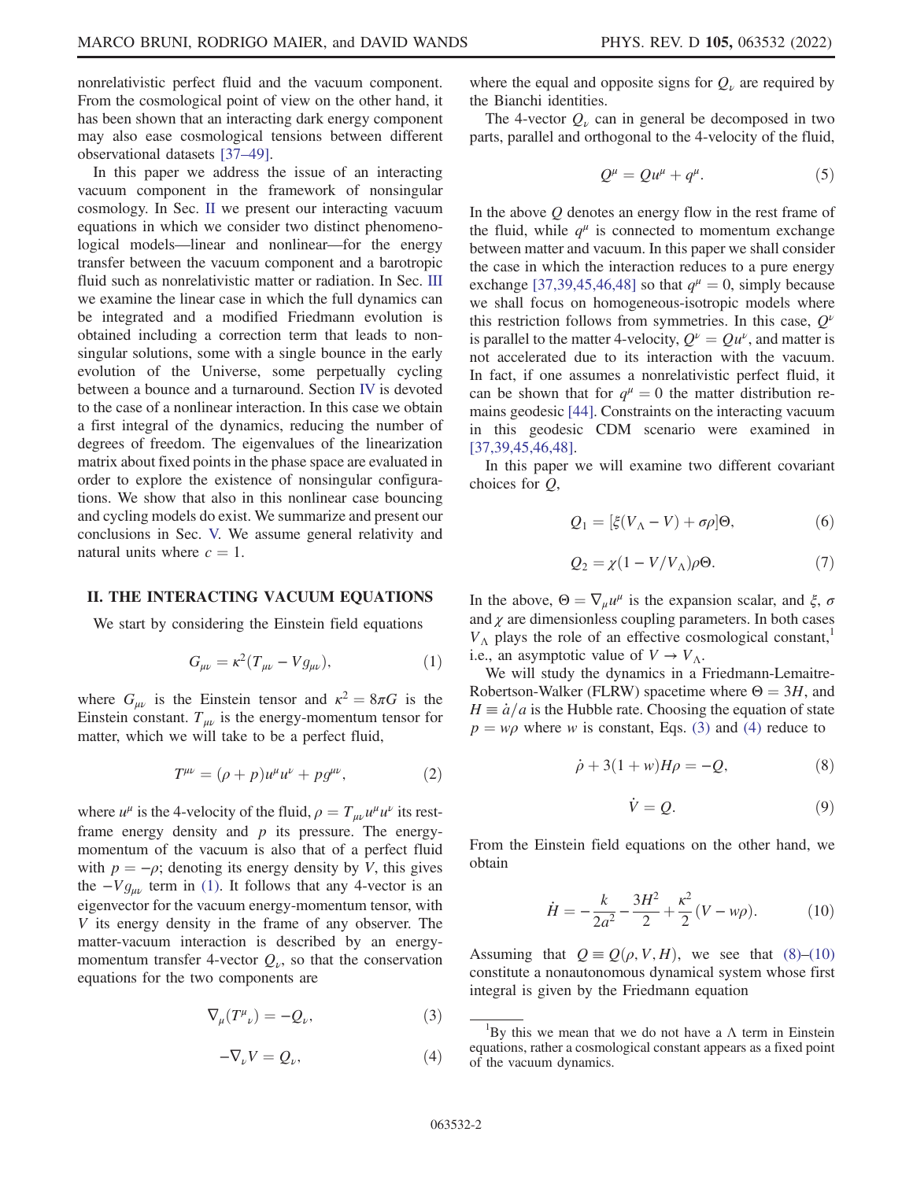nonrelativistic perfect fluid and the vacuum component. From the cosmological point of view on the other hand, it has been shown that an interacting dark energy component may also ease cosmological tensions between different observational datasets [37–49].

In this paper we address the issue of an interacting vacuum component in the framework of nonsingular cosmology. In Sec. II we present our interacting vacuum equations in which we consider two distinct phenomenological models—linear and nonlinear—for the energy transfer between the vacuum component and a barotropic fluid such as nonrelativistic matter or radiation. In Sec. III we examine the linear case in which the full dynamics can be integrated and a modified Friedmann evolution is obtained including a correction term that leads to nonsingular solutions, some with a single bounce in the early evolution of the Universe, some perpetually cycling between a bounce and a turnaround. Section IV is devoted to the case of a nonlinear interaction. In this case we obtain a first integral of the dynamics, reducing the number of degrees of freedom. The eigenvalues of the linearization matrix about fixed points in the phase space are evaluated in order to explore the existence of nonsingular configurations. We show that also in this nonlinear case bouncing and cycling models do exist. We summarize and present our conclusions in Sec. V. We assume general relativity and natural units where $c = 1$.

## II. THE INTERACTING VACUUM EQUATIONS

We start by considering the Einstein field equations

$$G_{\mu\nu} = \kappa^2(T_{\mu\nu} - Vg_{\mu\nu}), \tag{1}$$

where $G_{\mu\nu}$ is the Einstein tensor and $\kappa^2 = 8\pi G$ is the Einstein constant. $T_{\mu\nu}$ is the energy-momentum tensor for matter, which we will take to be a perfect fluid,

$$T^{\mu\nu} = (\rho + p)u^\mu u^\nu + pg^{\mu\nu}, \tag{2}$$

where $u^\mu$ is the 4-velocity of the fluid, $\rho = T_{\mu\nu}u^\mu u^\nu$ its rest-frame energy density and $p$ its pressure. The energy-momentum of the vacuum is also that of a perfect fluid with $p = -\rho$; denoting its energy density by $V$, this gives the $-Vg_{\mu\nu}$ term in (1). It follows that any 4-vector is an eigenvector for the vacuum energy-momentum tensor, with $V$ its energy density in the frame of any observer. The matter-vacuum interaction is described by an energy-momentum transfer 4-vector $Q_\nu$, so that the conservation equations for the two components are

$$\nabla_\mu(T^\mu{}_\nu) = -Q_\nu, \tag{3}$$

$$-\nabla_\nu V = Q_\nu, \tag{4}$$

where the equal and opposite signs for $Q_\nu$ are required by the Bianchi identities.

The 4-vector $Q_\nu$ can in general be decomposed in two parts, parallel and orthogonal to the 4-velocity of the fluid,

$$Q^\mu = Qu^\mu + q^\mu. \tag{5}$$

In the above $Q$ denotes an energy flow in the rest frame of the fluid, while $q^\mu$ is connected to momentum exchange between matter and vacuum. In this paper we shall consider the case in which the interaction reduces to a pure energy exchange [37,39,45,46,48] so that $q^\mu = 0$, simply because we shall focus on homogeneous-isotropic models where this restriction follows from symmetries. In this case, $Q^\nu$ is parallel to the matter 4-velocity, $Q^\nu = Qu^\nu$, and matter is not accelerated due to its interaction with the vacuum. In fact, if one assumes a nonrelativistic perfect fluid, it can be shown that for $q^\mu = 0$ the matter distribution remains geodesic [44]. Constraints on the interacting vacuum in this geodesic CDM scenario were examined in [37,39,45,46,48].

In this paper we will examine two different covariant choices for $Q$,

$$Q_1 = [\xi(V_\Lambda - V) + \sigma\rho]\Theta, \tag{6}$$

$$Q_2 = \chi(1 - V/V_\Lambda)\rho\Theta. \tag{7}$$

In the above, $\Theta = \nabla_\mu u^\mu$ is the expansion scalar, and $\xi$, $\sigma$ and $\chi$ are dimensionless coupling parameters. In both cases $V_\Lambda$ plays the role of an effective cosmological constant,[1] i.e., an asymptotic value of $V \to V_\Lambda$.

We will study the dynamics in a Friedmann-Lemaitre-Robertson-Walker (FLRW) spacetime where $\Theta = 3H$, and $H \equiv \dot{a}/a$ is the Hubble rate. Choosing the equation of state $p = w\rho$ where $w$ is constant, Eqs. (3) and (4) reduce to

$$\dot{\rho} + 3(1 + w)H\rho = -Q, \tag{8}$$

$$\dot{V} = Q. \tag{9}$$

From the Einstein field equations on the other hand, we obtain

$$\dot{H} = -\frac{k}{2a^2} - \frac{3H^2}{2} + \frac{\kappa^2}{2}(V - w\rho). \tag{10}$$

Assuming that $Q \equiv Q(\rho, V, H)$, we see that (8)–(10) constitute a nonautonomous dynamical system whose first integral is given by the Friedmann equation

[1] By this we mean that we do not have a $\Lambda$ term in Einstein equations, rather a cosmological constant appears as a fixed point of the vacuum dynamics.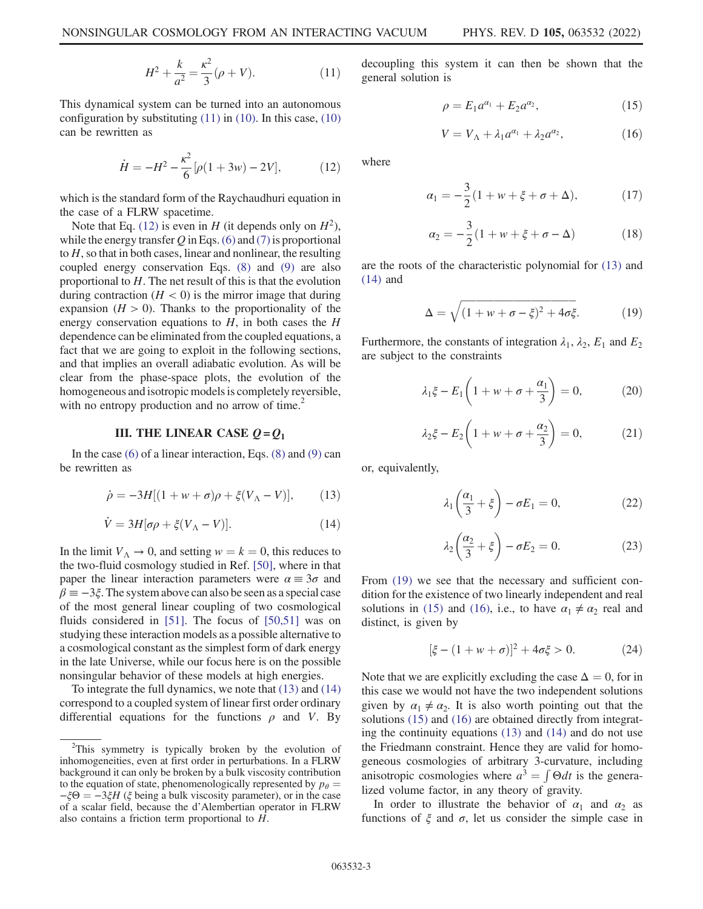$$H^2 + \frac{k}{a^2} = \frac{\kappa^2}{3}(\rho + V). \tag{11}$$

This dynamical system can be turned into an autonomous configuration by substituting (11) in (10). In this case, (10) can be rewritten as

$$\dot{H} = -H^2 - \frac{\kappa^2}{6}[\rho(1+3w) - 2V], \tag{12}$$

which is the standard form of the Raychaudhuri equation in the case of a FLRW spacetime.

Note that Eq. (12) is even in $H$ (it depends only on $H^2$), while the energy transfer $Q$ in Eqs. (6) and (7) is proportional to $H$, so that in both cases, linear and nonlinear, the resulting coupled energy conservation Eqs. (8) and (9) are also proportional to $H$. The net result of this is that the evolution during contraction ($H < 0$) is the mirror image that during expansion ($H > 0$). Thanks to the proportionality of the energy conservation equations to $H$, in both cases the $H$ dependence can be eliminated from the coupled equations, a fact that we are going to exploit in the following sections, and that implies an overall adiabatic evolution. As will be clear from the phase-space plots, the evolution of the homogeneous and isotropic models is completely reversible, with no entropy production and no arrow of time.[2]

## III. THE LINEAR CASE $Q = Q_1$

In the case (6) of a linear interaction, Eqs. (8) and (9) can be rewritten as

$$\dot{\rho} = -3H[(1+w+\sigma)\rho + \xi(V_\Lambda - V)], \tag{13}$$

$$\dot{V} = 3H[\sigma\rho + \xi(V_\Lambda - V)]. \tag{14}$$

In the limit $V_\Lambda \to 0$, and setting $w = k = 0$, this reduces to the two-fluid cosmology studied in Ref. [50], where in that paper the linear interaction parameters were $\alpha \equiv 3\sigma$ and $\beta \equiv -3\xi$. The system above can also be seen as a special case of the most general linear coupling of two cosmological fluids considered in [51]. The focus of [50,51] was on studying these interaction models as a possible alternative to a cosmological constant as the simplest form of dark energy in the late Universe, while our focus here is on the possible nonsingular behavior of these models at high energies.

To integrate the full dynamics, we note that (13) and (14) correspond to a coupled system of linear first order ordinary differential equations for the functions $\rho$ and $V$. By decoupling this system it can then be shown that the general solution is

$$\rho = E_1 a^{\alpha_1} + E_2 a^{\alpha_2}, \tag{15}$$

$$V = V_\Lambda + \lambda_1 a^{\alpha_1} + \lambda_2 a^{\alpha_2}, \tag{16}$$

where

$$\alpha_1 = -\frac{3}{2}(1 + w + \xi + \sigma + \Delta), \tag{17}$$

$$\alpha_2 = -\frac{3}{2}(1 + w + \xi + \sigma - \Delta) \tag{18}$$

are the roots of the characteristic polynomial for (13) and (14) and

$$\Delta = \sqrt{(1 + w + \sigma - \xi)^2 + 4\sigma\xi}. \tag{19}$$

Furthermore, the constants of integration $\lambda_1$, $\lambda_2$, $E_1$ and $E_2$ are subject to the constraints

$$\lambda_1\xi - E_1\left(1 + w + \sigma + \frac{\alpha_1}{3}\right) = 0, \tag{20}$$

$$\lambda_2\xi - E_2\left(1 + w + \sigma + \frac{\alpha_2}{3}\right) = 0, \tag{21}$$

or, equivalently,

$$\lambda_1\left(\frac{\alpha_1}{3} + \xi\right) - \sigma E_1 = 0, \tag{22}$$

$$\lambda_2\left(\frac{\alpha_2}{3} + \xi\right) - \sigma E_2 = 0. \tag{23}$$

From (19) we see that the necessary and sufficient condition for the existence of two linearly independent and real solutions in (15) and (16), i.e., to have $\alpha_1 \neq \alpha_2$ real and distinct, is given by

$$[\xi - (1 + w + \sigma)]^2 + 4\sigma\xi > 0. \tag{24}$$

Note that we are explicitly excluding the case $\Delta = 0$, for in this case we would not have the two independent solutions given by $\alpha_1 \neq \alpha_2$. It is also worth pointing out that the solutions (15) and (16) are obtained directly from integrating the continuity equations (13) and (14) and do not use the Friedmann constraint. Hence they are valid for homogeneous cosmologies of arbitrary 3-curvature, including anisotropic cosmologies where $a^3 = \int \Theta dt$ is the generalized volume factor, in any theory of gravity.

In order to illustrate the behavior of $\alpha_1$ and $\alpha_2$ as functions of $\xi$ and $\sigma$, let us consider the simple case in

---

[2] This symmetry is typically broken by the evolution of inhomogeneities, even at first order in perturbations. In a FLRW background it can only be broken by a bulk viscosity contribution to the equation of state, phenomenologically represented by $p_\theta = -\xi\Theta = -3\xi H$ ($\xi$ being a bulk viscosity parameter), or in the case of a scalar field, because the d'Alembertian operator in FLRW also contains a friction term proportional to $H$.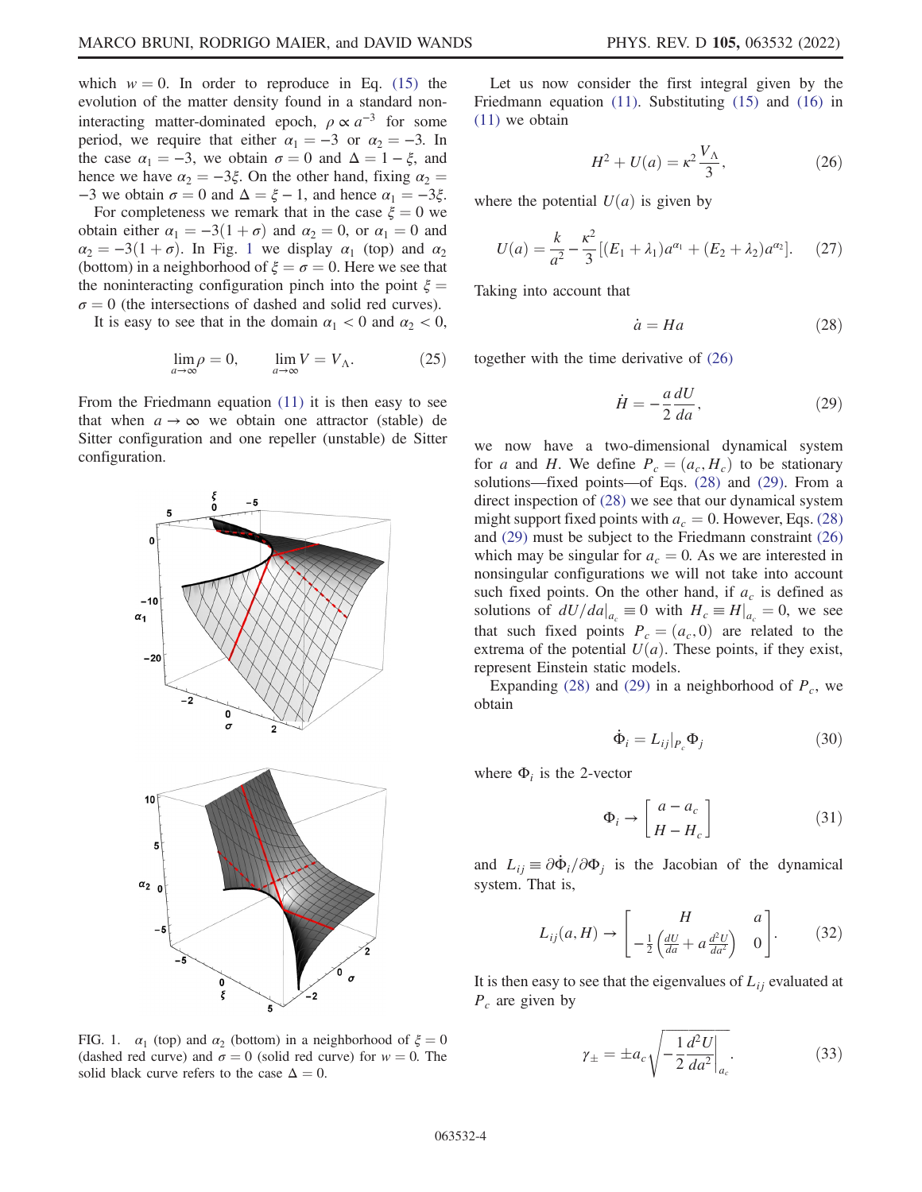which $w = 0$. In order to reproduce in Eq. (15) the evolution of the matter density found in a standard noninteracting matter-dominated epoch, $\rho \propto a^{-3}$ for some period, we require that either $\alpha_1 = -3$ or $\alpha_2 = -3$. In the case $\alpha_1 = -3$, we obtain $\sigma = 0$ and $\Delta = 1 - \xi$, and hence we have $\alpha_2 = -3\xi$. On the other hand, fixing $\alpha_2 = -3$ we obtain $\sigma = 0$ and $\Delta = \xi - 1$, and hence $\alpha_1 = -3\xi$.

For completeness we remark that in the case $\xi = 0$ we obtain either $\alpha_1 = -3(1+\sigma)$ and $\alpha_2 = 0$, or $\alpha_1 = 0$ and $\alpha_2 = -3(1+\sigma)$. In Fig. 1 we display $\alpha_1$ (top) and $\alpha_2$ (bottom) in a neighborhood of $\xi = \sigma = 0$. Here we see that the noninteracting configuration pinch into the point $\xi = \sigma = 0$ (the intersections of dashed and solid red curves).

It is easy to see that in the domain $\alpha_1 < 0$ and $\alpha_2 < 0$,

$$\lim_{a\to\infty} \rho = 0, \qquad \lim_{a\to\infty} V = V_\Lambda. \tag{25}$$

From the Friedmann equation (11) it is then easy to see that when $a \to \infty$ we obtain one attractor (stable) de Sitter configuration and one repeller (unstable) de Sitter configuration.

FIG. 1. $\alpha_1$ (top) and $\alpha_2$ (bottom) in a neighborhood of $\xi = 0$ (dashed red curve) and $\sigma = 0$ (solid red curve) for $w = 0$. The solid black curve refers to the case $\Delta = 0$.

Let us now consider the first integral given by the Friedmann equation (11). Substituting (15) and (16) in (11) we obtain

$$H^2 + U(a) = \kappa^2 \frac{V_\Lambda}{3}, \tag{26}$$

where the potential $U(a)$ is given by

$$U(a) = \frac{k}{a^2} - \frac{\kappa^2}{3}[(E_1 + \lambda_1)a^{\alpha_1} + (E_2 + \lambda_2)a^{\alpha_2}]. \tag{27}$$

Taking into account that

$$\dot{a} = Ha \tag{28}$$

together with the time derivative of (26)

$$\dot{H} = -\frac{a}{2}\frac{dU}{da}, \tag{29}$$

we now have a two-dimensional dynamical system for $a$ and $H$. We define $P_c = (a_c, H_c)$ to be stationary solutions—fixed points—of Eqs. (28) and (29). From a direct inspection of (28) we see that our dynamical system might support fixed points with $a_c = 0$. However, Eqs. (28) and (29) must be subject to the Friedmann constraint (26) which may be singular for $a_c = 0$. As we are interested in nonsingular configurations we will not take into account such fixed points. On the other hand, if $a_c$ is defined as solutions of $dU/da|_{a_c} \equiv 0$ with $H_c \equiv H|_{a_c} = 0$, we see that such fixed points $P_c = (a_c, 0)$ are related to the extrema of the potential $U(a)$. These points, if they exist, represent Einstein static models.

Expanding (28) and (29) in a neighborhood of $P_c$, we obtain

$$\dot{\Phi}_i = L_{ij}|_{P_c}\Phi_j \tag{30}$$

where $\Phi_i$ is the 2-vector

$$\Phi_i \to \begin{bmatrix} a - a_c \\ H - H_c \end{bmatrix} \tag{31}$$

and $L_{ij} \equiv \partial\dot{\Phi}_i/\partial\Phi_j$ is the Jacobian of the dynamical system. That is,

$$L_{ij}(a, H) \to \begin{bmatrix} H & a \\ -\frac{1}{2}\left(\frac{dU}{da} + a\frac{d^2U}{da^2}\right) & 0 \end{bmatrix}. \tag{32}$$

It is then easy to see that the eigenvalues of $L_{ij}$ evaluated at $P_c$ are given by

$$\gamma_\pm = \pm a_c\sqrt{-\frac{1}{2}\frac{d^2U}{da^2}\bigg|_{a_c}}. \tag{33}$$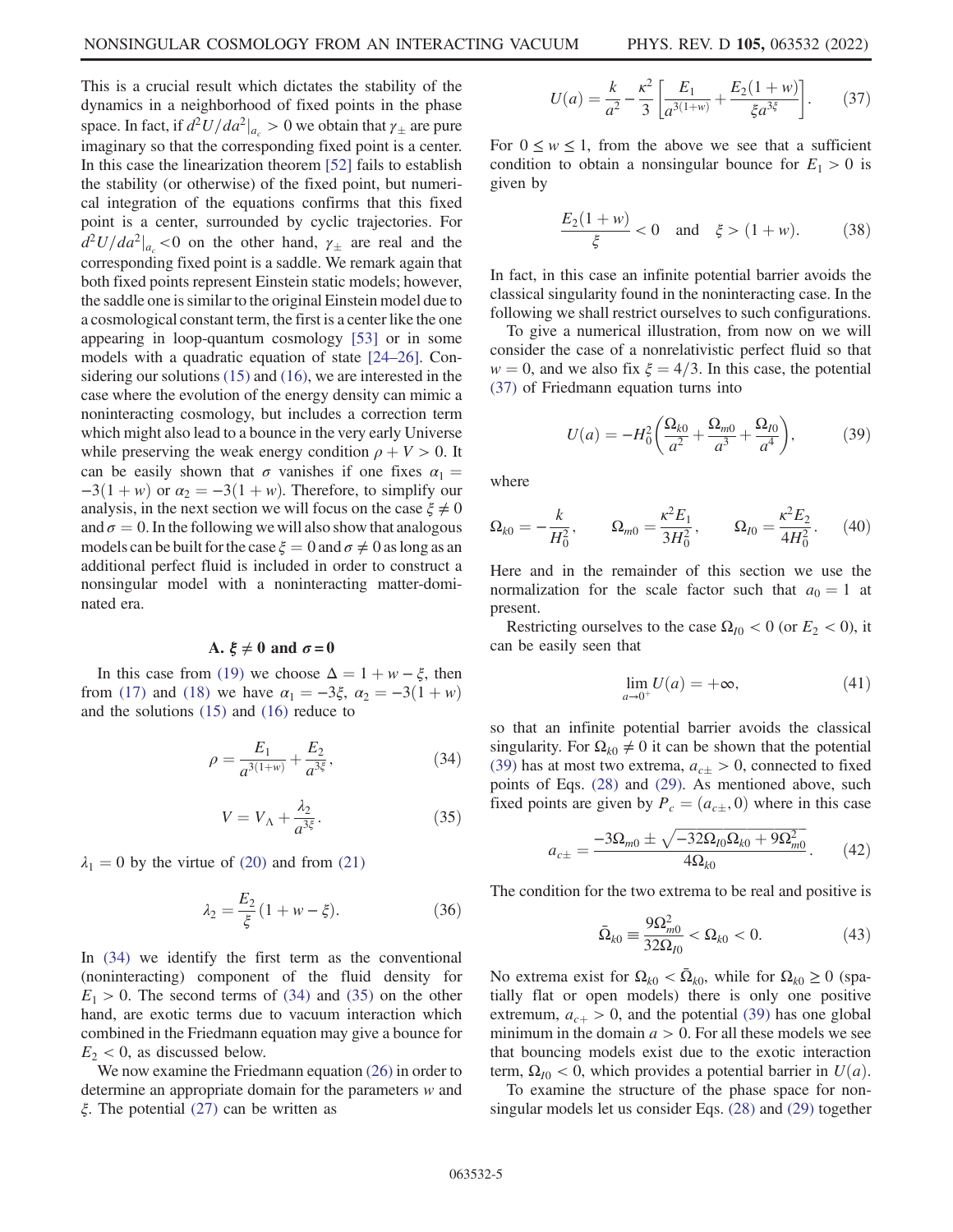This is a crucial result which dictates the stability of the dynamics in a neighborhood of fixed points in the phase space. In fact, if $d^2U/da^2|_{a_c} > 0$ we obtain that $\gamma_\pm$ are pure imaginary so that the corresponding fixed point is a center. In this case the linearization theorem [52] fails to establish the stability (or otherwise) of the fixed point, but numerical integration of the equations confirms that this fixed point is a center, surrounded by cyclic trajectories. For $d^2U/da^2|_{a_c} < 0$ on the other hand, $\gamma_\pm$ are real and the corresponding fixed point is a saddle. We remark again that both fixed points represent Einstein static models; however, the saddle one is similar to the original Einstein model due to a cosmological constant term, the first is a center like the one appearing in loop-quantum cosmology [53] or in some models with a quadratic equation of state [24–26]. Considering our solutions (15) and (16), we are interested in the case where the evolution of the energy density can mimic a noninteracting cosmology, but includes a correction term which might also lead to a bounce in the very early Universe while preserving the weak energy condition $\rho + V > 0$. It can be easily shown that $\sigma$ vanishes if one fixes $\alpha_1 = -3(1+w)$ or $\alpha_2 = -3(1+w)$. Therefore, to simplify our analysis, in the next section we will focus on the case $\xi \neq 0$ and $\sigma = 0$. In the following we will also show that analogous models can be built for the case $\xi = 0$ and $\sigma \neq 0$ as long as an additional perfect fluid is included in order to construct a nonsingular model with a noninteracting matter-dominated era.

### A. $\xi \neq 0$ and $\sigma = 0$

In this case from (19) we choose $\Delta = 1 + w - \xi$, then from (17) and (18) we have $\alpha_1 = -3\xi$, $\alpha_2 = -3(1+w)$ and the solutions (15) and (16) reduce to

$$\rho = \frac{E_1}{a^{3(1+w)}} + \frac{E_2}{a^{3\xi}}, \tag{34}$$

$$V = V_\Lambda + \frac{\lambda_2}{a^{3\xi}}. \tag{35}$$

$\lambda_1 = 0$ by the virtue of (20) and from (21)

$$\lambda_2 = \frac{E_2}{\xi}(1 + w - \xi). \tag{36}$$

In (34) we identify the first term as the conventional (noninteracting) component of the fluid density for $E_1 > 0$. The second terms of (34) and (35) on the other hand, are exotic terms due to vacuum interaction which combined in the Friedmann equation may give a bounce for $E_2 < 0$, as discussed below.

We now examine the Friedmann equation (26) in order to determine an appropriate domain for the parameters $w$ and $\xi$. The potential (27) can be written as

$$U(a) = \frac{k}{a^2} - \frac{\kappa^2}{3}\left[\frac{E_1}{a^{3(1+w)}} + \frac{E_2(1+w)}{\xi a^{3\xi}}\right]. \tag{37}$$

For $0 \leq w \leq 1$, from the above we see that a sufficient condition to obtain a nonsingular bounce for $E_1 > 0$ is given by

$$\frac{E_2(1+w)}{\xi} < 0 \quad \text{and} \quad \xi > (1+w). \tag{38}$$

In fact, in this case an infinite potential barrier avoids the classical singularity found in the noninteracting case. In the following we shall restrict ourselves to such configurations.

To give a numerical illustration, from now on we will consider the case of a nonrelativistic perfect fluid so that $w = 0$, and we also fix $\xi = 4/3$. In this case, the potential (37) of Friedmann equation turns into

$$U(a) = -H_0^2\left(\frac{\Omega_{k0}}{a^2} + \frac{\Omega_{m0}}{a^3} + \frac{\Omega_{I0}}{a^4}\right), \tag{39}$$

where

$$\Omega_{k0} = -\frac{k}{H_0^2}, \qquad \Omega_{m0} = \frac{\kappa^2 E_1}{3H_0^2}, \qquad \Omega_{I0} = \frac{\kappa^2 E_2}{4H_0^2}. \tag{40}$$

Here and in the remainder of this section we use the normalization for the scale factor such that $a_0 = 1$ at present.

Restricting ourselves to the case $\Omega_{I0} < 0$ (or $E_2 < 0$), it can be easily seen that

$$\lim_{a\to 0^+} U(a) = +\infty, \tag{41}$$

so that an infinite potential barrier avoids the classical singularity. For $\Omega_{k0} \neq 0$ it can be shown that the potential (39) has at most two extrema, $a_{c\pm} > 0$, connected to fixed points of Eqs. (28) and (29). As mentioned above, such fixed points are given by $P_c = (a_{c\pm}, 0)$ where in this case

$$a_{c\pm} = \frac{-3\Omega_{m0} \pm \sqrt{-32\Omega_{I0}\Omega_{k0} + 9\Omega_{m0}^2}}{4\Omega_{k0}}. \tag{42}$$

The condition for the two extrema to be real and positive is

$$\bar{\Omega}_{k0} \equiv \frac{9\Omega_{m0}^2}{32\Omega_{I0}} < \Omega_{k0} < 0. \tag{43}$$

No extrema exist for $\Omega_{k0} < \bar{\Omega}_{k0}$, while for $\Omega_{k0} \geq 0$ (spatially flat or open models) there is only one positive extremum, $a_{c+} > 0$, and the potential (39) has one global minimum in the domain $a > 0$. For all these models we see that bouncing models exist due to the exotic interaction term, $\Omega_{I0} < 0$, which provides a potential barrier in $U(a)$.

To examine the structure of the phase space for nonsingular models let us consider Eqs. (28) and (29) together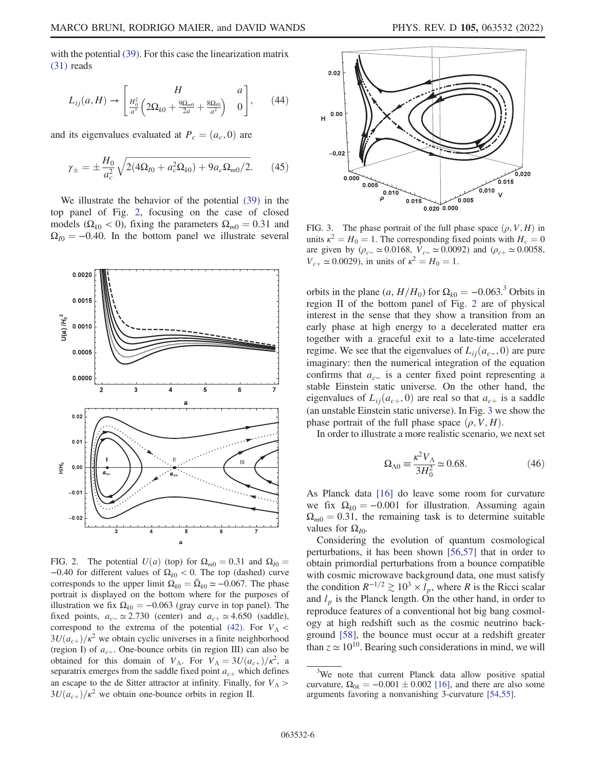with the potential (39). For this case the linearization matrix (31) reads

$$L_{ij}(a,H) \to \begin{bmatrix} H & a \\ \frac{H_0^2}{a^3}\left(2\Omega_{k0} + \frac{9\Omega_{m0}}{2a} + \frac{8\Omega_{I0}}{a^2}\right) & 0 \end{bmatrix}, \tag{44}$$

and its eigenvalues evaluated at $P_c = (a_c, 0)$ are

$$\gamma_\pm = \pm\frac{H_0}{a_c^2}\sqrt{2(4\Omega_{I0} + a_c^2\Omega_{k0}) + 9a_c\Omega_{m0}/2}. \tag{45}$$

We illustrate the behavior of the potential (39) in the top panel of Fig. 2, focusing on the case of closed models ($\Omega_{k0} < 0$), fixing the parameters $\Omega_{m0} = 0.31$ and $\Omega_{I0} = -0.40$. In the bottom panel we illustrate several orbits in the plane $(a, H/H_0)$ for $\Omega_{k0} = -0.063$.[3] Orbits in region II of the bottom panel of Fig. 2 are of physical interest in the sense that they show a transition from an early phase at high energy to a decelerated matter era together with a graceful exit to a late-time accelerated regime. We see that the eigenvalues of $L_{ij}(a_{c-}, 0)$ are pure imaginary: then the numerical integration of the equation confirms that $a_{c-}$ is a center fixed point representing a stable Einstein static universe. On the other hand, the eigenvalues of $L_{ij}(a_{c+}, 0)$ are real so that $a_{c+}$ is a saddle (an unstable Einstein static universe). In Fig. 3 we show the phase portrait of the full phase space $(\rho, V, H)$.

FIG. 2. The potential $U(a)$ (top) for $\Omega_{m0} = 0.31$ and $\Omega_{I0} = -0.40$ for different values of $\Omega_{k0} < 0$. The top (dashed) curve corresponds to the upper limit $\Omega_{k0} = \bar{\Omega}_{k0} \simeq -0.067$. The phase portrait is displayed on the bottom where for the purposes of illustration we fix $\Omega_{k0} = -0.063$ (gray curve in top panel). The fixed points, $a_{c-} \simeq 2.730$ (center) and $a_{c+} \simeq 4.650$ (saddle), correspond to the extrema of the potential (42). For $V_\Lambda < 3U(a_{c+})/\kappa^2$ we obtain cyclic universes in a finite neighborhood (region I) of $a_{c-}$. One-bounce orbits (in region III) can also be obtained for this domain of $V_\Lambda$. For $V_\Lambda = 3U(a_{c+})/\kappa^2$, a separatrix emerges from the saddle fixed point $a_{c+}$ which defines an escape to the de Sitter attractor at infinity. Finally, for $V_\Lambda > 3U(a_{c+})/\kappa^2$ we obtain one-bounce orbits in region II.

FIG. 3. The phase portrait of the full phase space $(\rho, V, H)$ in units $\kappa^2 = H_0 = 1$. The corresponding fixed points with $H_c = 0$ are given by ($\rho_{c-} \simeq 0.0168$, $V_{c-} \simeq 0.0092$) and ($\rho_{c+} \simeq 0.0058$, $V_{c+} \simeq 0.0029$), in units of $\kappa^2 = H_0 = 1$.

In order to illustrate a more realistic scenario, we next set

$$\Omega_{\Lambda 0} \equiv \frac{\kappa^2 V_\Lambda}{3H_0^2} \simeq 0.68. \tag{46}$$

As Planck data [16] do leave some room for curvature we fix $\Omega_{k0} = -0.001$ for illustration. Assuming again $\Omega_{m0} = 0.31$, the remaining task is to determine suitable values for $\Omega_{I0}$.

Considering the evolution of quantum cosmological perturbations, it has been shown [56,57] that in order to obtain primordial perturbations from a bounce compatible with cosmic microwave background data, one must satisfy the condition $R^{-1/2} \gtrsim 10^3 \times l_p$, where $R$ is the Ricci scalar and $l_p$ is the Planck length. On the other hand, in order to reproduce features of a conventional hot big bang cosmology at high redshift such as the cosmic neutrino background [58], the bounce must occur at a redshift greater than $z \simeq 10^{10}$. Bearing such considerations in mind, we will

[3] We note that current Planck data allow positive spatial curvature, $\Omega_{0k} = -0.001 \pm 0.002$ [16], and there are also some arguments favoring a nonvanishing 3-curvature [54,55].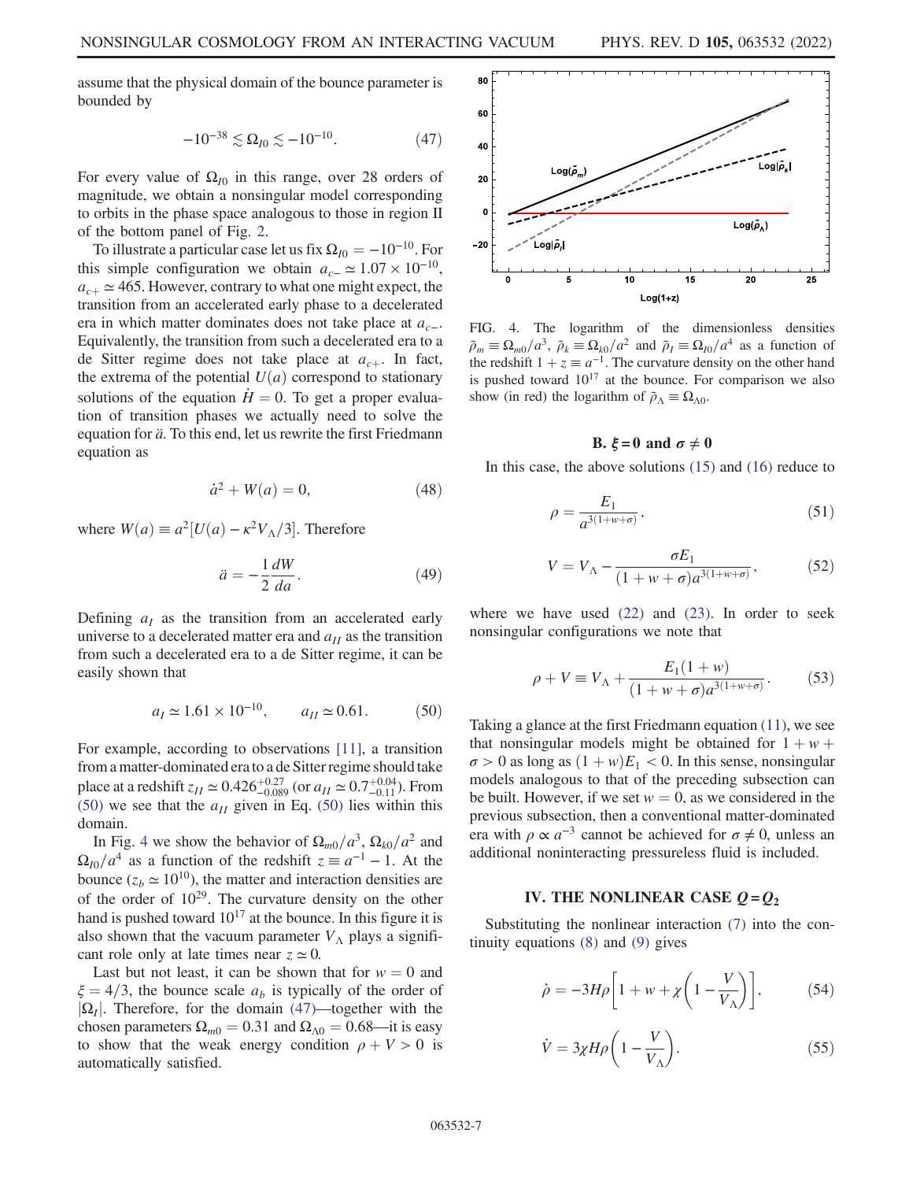assume that the physical domain of the bounce parameter is bounded by

$$-10^{-38} \lesssim \Omega_{I0} \lesssim -10^{-10}. \tag{47}$$

For every value of $\Omega_{I0}$ in this range, over 28 orders of magnitude, we obtain a nonsingular model corresponding to orbits in the phase space analogous to those in region II of the bottom panel of Fig. 2.

To illustrate a particular case let us fix $\Omega_{I0} = -10^{-10}$. For this simple configuration we obtain $a_{c-} \simeq 1.07 \times 10^{-10}$, $a_{c+} \simeq 465$. However, contrary to what one might expect, the transition from an accelerated early phase to a decelerated era in which matter dominates does not take place at $a_{c-}$. Equivalently, the transition from such a decelerated era to a de Sitter regime does not take place at $a_{c+}$. In fact, the extrema of the potential $U(a)$ correspond to stationary solutions of the equation $\dot{H} = 0$. To get a proper evaluation of transition phases we actually need to solve the equation for $\ddot{a}$. To this end, let us rewrite the first Friedmann equation as

$$\dot{a}^2 + W(a) = 0, \tag{48}$$

where $W(a) \equiv a^2[U(a) - \kappa^2 V_\Lambda/3]$. Therefore

$$\ddot{a} = -\frac{1}{2}\frac{dW}{da}. \tag{49}$$

Defining $a_I$ as the transition from an accelerated early universe to a decelerated matter era and $a_{II}$ as the transition from such a decelerated era to a de Sitter regime, it can be easily shown that

$$a_I \simeq 1.61 \times 10^{-10}, \qquad a_{II} \simeq 0.61. \tag{50}$$

For example, according to observations [11], a transition from a matter-dominated era to a de Sitter regime should take place at a redshift $z_{II} \simeq 0.426^{+0.27}_{-0.089}$ (or $a_{II} \simeq 0.7^{+0.04}_{-0.11}$). From (50) we see that the $a_{II}$ given in Eq. (50) lies within this domain.

In Fig. 4 we show the behavior of $\Omega_{m0}/a^3$, $\Omega_{k0}/a^2$ and $\Omega_{I0}/a^4$ as a function of the redshift $z \equiv a^{-1} - 1$. At the bounce ($z_b \simeq 10^{10}$), the matter and interaction densities are of the order of $10^{29}$. The curvature density on the other hand is pushed toward $10^{17}$ at the bounce. In this figure it is also shown that the vacuum parameter $V_\Lambda$ plays a significant role only at late times near $z \simeq 0$.

Last but not least, it can be shown that for $w = 0$ and $\xi = 4/3$, the bounce scale $a_b$ is typically of the order of $|\Omega_I|$. Therefore, for the domain (47)—together with the chosen parameters $\Omega_{m0} = 0.31$ and $\Omega_{\Lambda 0} = 0.68$—it is easy to show that the weak energy condition $\rho + V > 0$ is automatically satisfied.

FIG. 4. The logarithm of the dimensionless densities $\tilde{\rho}_m \equiv \Omega_{m0}/a^3$, $\tilde{\rho}_k \equiv \Omega_{k0}/a^2$ and $\tilde{\rho}_I \equiv \Omega_{I0}/a^4$ as a function of the redshift $1 + z \equiv a^{-1}$. The curvature density on the other hand is pushed toward $10^{17}$ at the bounce. For comparison we also show (in red) the logarithm of $\tilde{\rho}_\Lambda \equiv \Omega_{\Lambda 0}$.

### B. $\xi = 0$ and $\sigma \neq 0$

In this case, the above solutions (15) and (16) reduce to

$$\rho = \frac{E_1}{a^{3(1+w+\sigma)}}, \tag{51}$$

$$V = V_\Lambda - \frac{\sigma E_1}{(1 + w + \sigma)a^{3(1+w+\sigma)}}, \tag{52}$$

where we have used (22) and (23). In order to seek nonsingular configurations we note that

$$\rho + V \equiv V_\Lambda + \frac{E_1(1 + w)}{(1 + w + \sigma)a^{3(1+w+\sigma)}}. \tag{53}$$

Taking a glance at the first Friedmann equation (11), we see that nonsingular models might be obtained for $1 + w + \sigma > 0$ as long as $(1 + w)E_1 < 0$. In this sense, nonsingular models analogous to that of the preceding subsection can be built. However, if we set $w = 0$, as we considered in the previous subsection, then a conventional matter-dominated era with $\rho \propto a^{-3}$ cannot be achieved for $\sigma \neq 0$, unless an additional noninteracting pressureless fluid is included.

## IV. THE NONLINEAR CASE $Q = Q_2$

Substituting the nonlinear interaction (7) into the continuity equations (8) and (9) gives

$$\dot{\rho} = -3H\rho\left[1 + w + \chi\left(1 - \frac{V}{V_\Lambda}\right)\right], \tag{54}$$

$$\dot{V} = 3\chi H\rho\left(1 - \frac{V}{V_\Lambda}\right). \tag{55}$$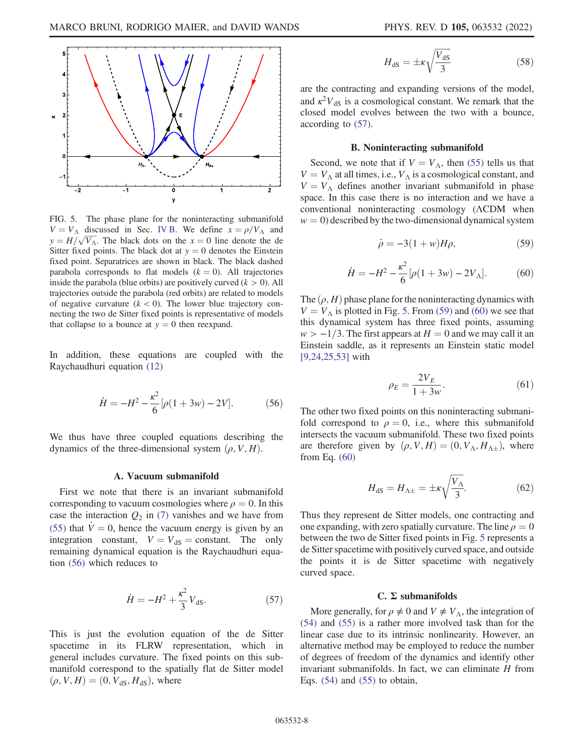FIG. 5. The phase plane for the noninteracting submanifold $V = V_\Lambda$ discussed in Sec. IV B. We define $x = \rho/V_\Lambda$ and $y = H/\sqrt{V_\Lambda}$. The black dots on the $x = 0$ line denote the de Sitter fixed points. The black dot at $y = 0$ denotes the Einstein fixed point. Separatrices are shown in black. The black dashed parabola corresponds to flat models ($k = 0$). All trajectories inside the parabola (blue orbits) are positively curved ($k > 0$). All trajectories outside the parabola (red orbits) are related to models of negative curvature ($k < 0$). The lower blue trajectory connecting the two de Sitter fixed points is representative of models that collapse to a bounce at $y = 0$ then reexpand.

In addition, these equations are coupled with the Raychaudhuri equation (12)

$$\dot{H} = -H^2 - \frac{\kappa^2}{6}[\rho(1+3w) - 2V]. \tag{56}$$

We thus have three coupled equations describing the dynamics of the three-dimensional system $(\rho, V, H)$.

### A. Vacuum submanifold

First we note that there is an invariant submanifold corresponding to vacuum cosmologies where $\rho = 0$. In this case the interaction $Q_2$ in (7) vanishes and we have from (55) that $\dot{V} = 0$, hence the vacuum energy is given by an integration constant, $V = V_{\rm dS} = $ constant. The only remaining dynamical equation is the Raychaudhuri equation (56) which reduces to

$$\dot{H} = -H^2 + \frac{\kappa^2}{3}V_{\rm dS}. \tag{57}$$

This is just the evolution equation of the de Sitter spacetime in its FLRW representation, which in general includes curvature. The fixed points on this submanifold correspond to the spatially flat de Sitter model $(\rho, V, H) = (0, V_{\rm dS}, H_{\rm dS})$, where

$$H_{\rm dS} = \pm\kappa\sqrt{\frac{V_{\rm dS}}{3}} \tag{58}$$

are the contracting and expanding versions of the model, and $\kappa^2 V_{\rm dS}$ is a cosmological constant. We remark that the closed model evolves between the two with a bounce, according to (57).

### B. Noninteracting submanifold

Second, we note that if $V = V_\Lambda$, then (55) tells us that $V = V_\Lambda$ at all times, i.e., $V_\Lambda$ is a cosmological constant, and $V = V_\Lambda$ defines another invariant submanifold in phase space. In this case there is no interaction and we have a conventional noninteracting cosmology ($\Lambda$CDM when $w = 0$) described by the two-dimensional dynamical system

$$\dot{\rho} = -3(1+w)H\rho, \tag{59}$$

$$\dot{H} = -H^2 - \frac{\kappa^2}{6}[\rho(1+3w) - 2V_\Lambda]. \tag{60}$$

The $(\rho, H)$ phase plane for the noninteracting dynamics with $V = V_\Lambda$ is plotted in Fig. 5. From (59) and (60) we see that this dynamical system has three fixed points, assuming $w > -1/3$. The first appears at $H = 0$ and we may call it an Einstein saddle, as it represents an Einstein static model [9,24,25,53] with

$$\rho_E = \frac{2V_E}{1+3w}. \tag{61}$$

The other two fixed points on this noninteracting submanifold correspond to $\rho = 0$, i.e., where this submanifold intersects the vacuum submanifold. These two fixed points are therefore given by $(\rho, V, H) = (0, V_\Lambda, H_{\Lambda\pm})$, where from Eq. (60)

$$H_{\rm dS} = H_{\Lambda\pm} = \pm\kappa\sqrt{\frac{V_\Lambda}{3}}. \tag{62}$$

Thus they represent de Sitter models, one contracting and one expanding, with zero spatially curvature. The line $\rho = 0$ between the two de Sitter fixed points in Fig. 5 represents a de Sitter spacetime with positively curved space, and outside the points it is de Sitter spacetime with negatively curved space.

### C. Σ submanifolds

More generally, for $\rho \neq 0$ and $V \neq V_\Lambda$, the integration of (54) and (55) is a rather more involved task than for the linear case due to its intrinsic nonlinearity. However, an alternative method may be employed to reduce the number of degrees of freedom of the dynamics and identify other invariant submanifolds. In fact, we can eliminate $H$ from Eqs. (54) and (55) to obtain,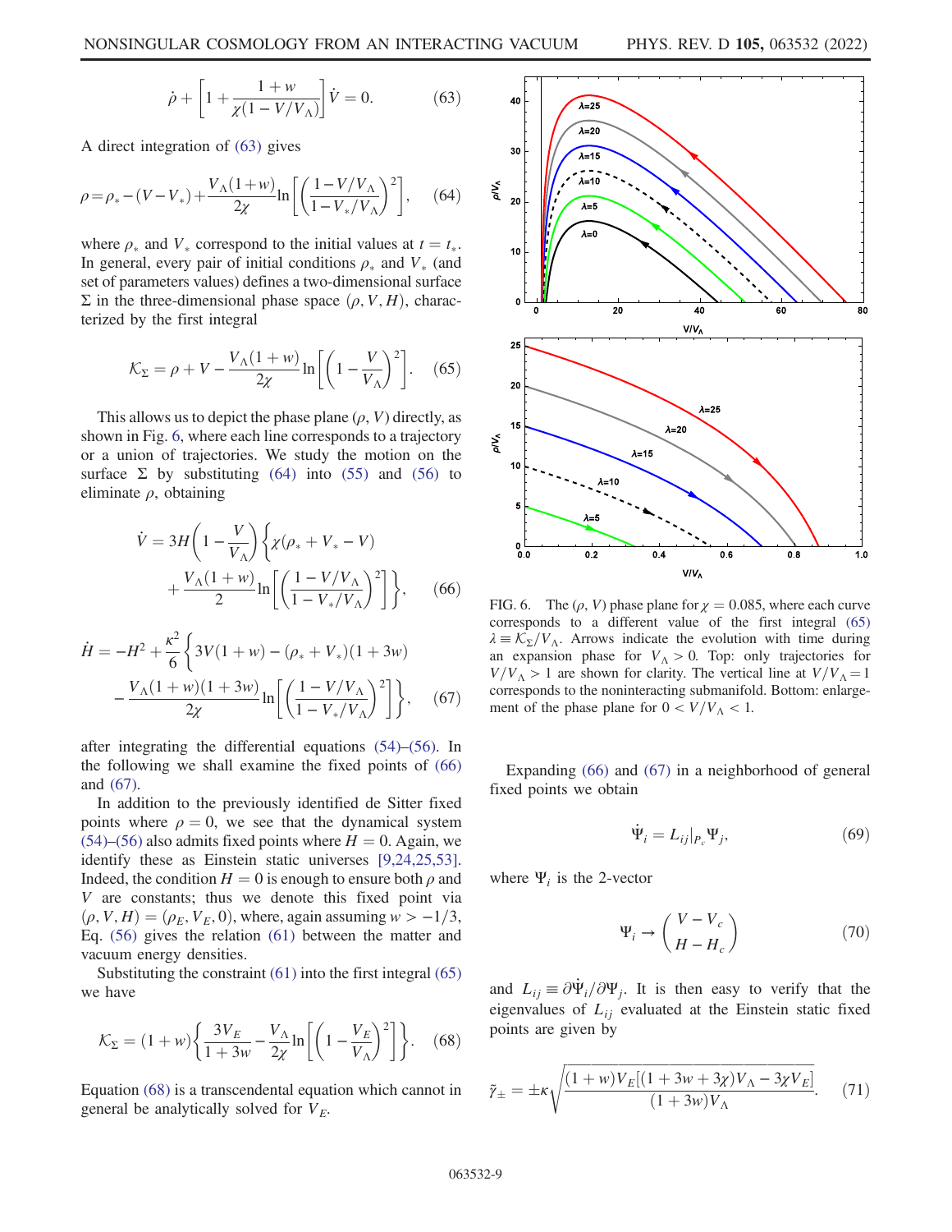$$\dot{\rho} + \left[1 + \frac{1+w}{\chi(1 - V/V_\Lambda)}\right]\dot{V} = 0. \tag{63}$$

A direct integration of (63) gives

$$\rho = \rho_* - (V - V_*) + \frac{V_\Lambda(1+w)}{2\chi}\ln\left[\left(\frac{1 - V/V_\Lambda}{1 - V_*/V_\Lambda}\right)^2\right], \tag{64}$$

where $\rho_*$ and $V_*$ correspond to the initial values at $t = t_*$. In general, every pair of initial conditions $\rho_*$ and $V_*$ (and set of parameters values) defines a two-dimensional surface $\Sigma$ in the three-dimensional phase space $(\rho, V, H)$, characterized by the first integral

$$\mathcal{K}_\Sigma = \rho + V - \frac{V_\Lambda(1+w)}{2\chi}\ln\left[\left(1 - \frac{V}{V_\Lambda}\right)^2\right]. \tag{65}$$

This allows us to depict the phase plane $(\rho, V)$ directly, as shown in Fig. 6, where each line corresponds to a trajectory or a union of trajectories. We study the motion on the surface $\Sigma$ by substituting (64) into (55) and (56) to eliminate $\rho$, obtaining

$$\dot{V} = 3H\left(1 - \frac{V}{V_\Lambda}\right)\left\{\chi(\rho_* + V_* - V) + \frac{V_\Lambda(1+w)}{2}\ln\left[\left(\frac{1 - V/V_\Lambda}{1 - V_*/V_\Lambda}\right)^2\right]\right\}, \tag{66}$$

$$\dot{H} = -H^2 + \frac{\kappa^2}{6}\left\{3V(1+w) - (\rho_* + V_*)(1+3w) - \frac{V_\Lambda(1+w)(1+3w)}{2\chi}\ln\left[\left(\frac{1 - V/V_\Lambda}{1 - V_*/V_\Lambda}\right)^2\right]\right\}, \tag{67}$$

after integrating the differential equations (54)–(56). In the following we shall examine the fixed points of (66) and (67).

In addition to the previously identified de Sitter fixed points where $\rho = 0$, we see that the dynamical system (54)–(56) also admits fixed points where $H = 0$. Again, we identify these as Einstein static universes [9,24,25,53]. Indeed, the condition $H = 0$ is enough to ensure both $\rho$ and $V$ are constants; thus we denote this fixed point via $(\rho, V, H) = (\rho_E, V_E, 0)$, where, again assuming $w > -1/3$, Eq. (56) gives the relation (61) between the matter and vacuum energy densities.

Substituting the constraint (61) into the first integral (65) we have

$$\mathcal{K}_\Sigma = (1+w)\left\{\frac{3V_E}{1+3w} - \frac{V_\Lambda}{2\chi}\ln\left[\left(1 - \frac{V_E}{V_\Lambda}\right)^2\right]\right\}. \tag{68}$$

Equation (68) is a transcendental equation which cannot in general be analytically solved for $V_E$.

FIG. 6. The $(\rho, V)$ phase plane for $\chi = 0.085$, where each curve corresponds to a different value of the first integral (65) $\lambda \equiv \mathcal{K}_\Sigma/V_\Lambda$. Arrows indicate the evolution with time during an expansion phase for $V_\Lambda > 0$. Top: only trajectories for $V/V_\Lambda > 1$ are shown for clarity. The vertical line at $V/V_\Lambda = 1$ corresponds to the noninteracting submanifold. Bottom: enlargement of the phase plane for $0 < V/V_\Lambda < 1$.

Expanding (66) and (67) in a neighborhood of general fixed points we obtain

$$\dot{\Psi}_i = L_{ij}|_{P_c}\Psi_j, \tag{69}$$

where $\Psi_i$ is the 2-vector

$$\Psi_i \to \begin{pmatrix} V - V_c \\ H - H_c \end{pmatrix} \tag{70}$$

and $L_{ij} \equiv \partial\dot{\Psi}_i/\partial\Psi_j$. It is then easy to verify that the eigenvalues of $L_{ij}$ evaluated at the Einstein static fixed points are given by

$$\tilde{\gamma}_\pm = \pm\kappa\sqrt{\frac{(1+w)V_E[(1+3w+3\chi)V_\Lambda - 3\chi V_E]}{(1+3w)V_\Lambda}}. \tag{71}$$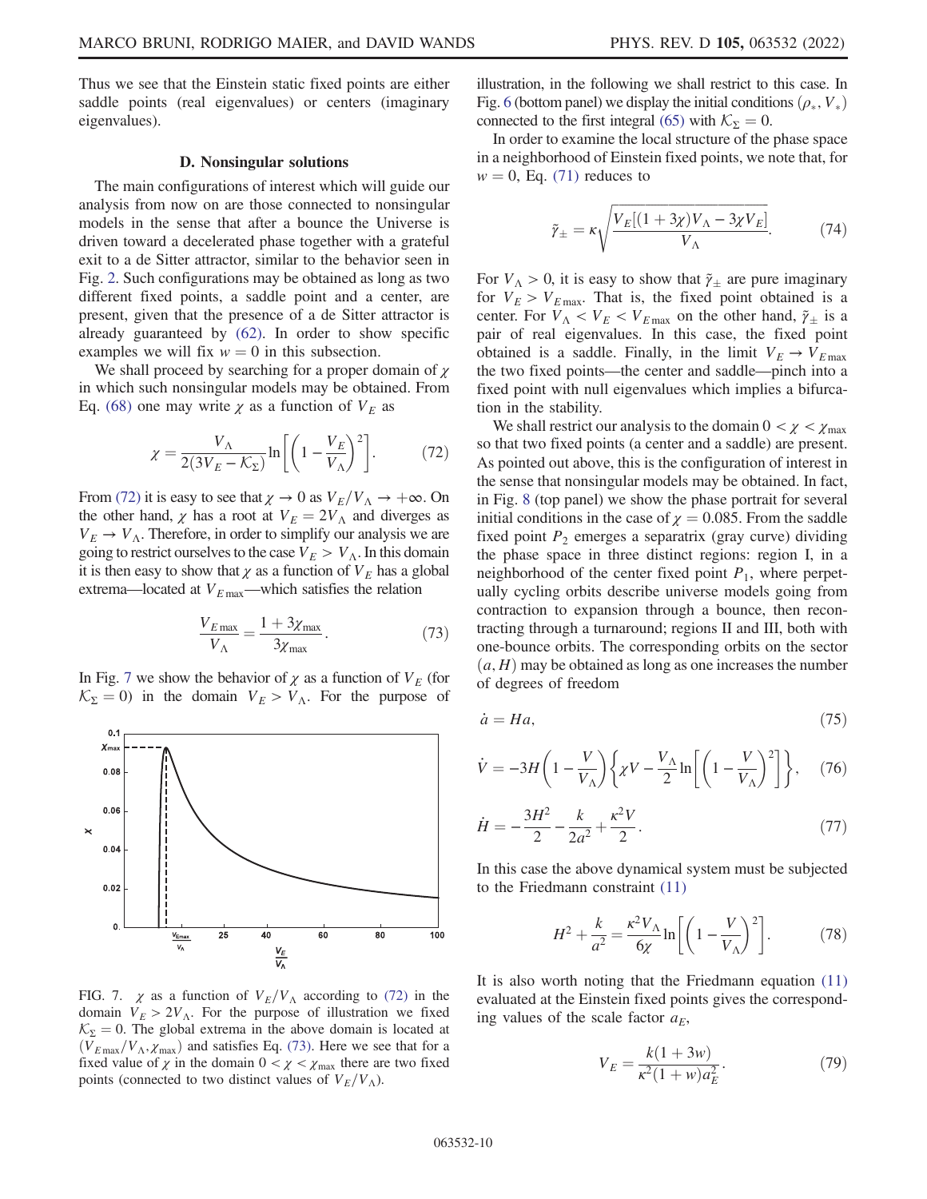Thus we see that the Einstein static fixed points are either saddle points (real eigenvalues) or centers (imaginary eigenvalues).

### D. Nonsingular solutions

The main configurations of interest which will guide our analysis from now on are those connected to nonsingular models in the sense that after a bounce the Universe is driven toward a decelerated phase together with a grateful exit to a de Sitter attractor, similar to the behavior seen in Fig. 2. Such configurations may be obtained as long as two different fixed points, a saddle point and a center, are present, given that the presence of a de Sitter attractor is already guaranteed by (62). In order to show specific examples we will fix $w = 0$ in this subsection.

We shall proceed by searching for a proper domain of $\chi$ in which such nonsingular models may be obtained. From Eq. (68) one may write $\chi$ as a function of $V_E$ as

$$\chi = \frac{V_\Lambda}{2(3V_E - \mathcal{K}_\Sigma)} \ln\left[\left(1 - \frac{V_E}{V_\Lambda}\right)^2\right]. \tag{72}$$

From (72) it is easy to see that $\chi \to 0$ as $V_E/V_\Lambda \to +\infty$. On the other hand, $\chi$ has a root at $V_E = 2V_\Lambda$ and diverges as $V_E \to V_\Lambda$. Therefore, in order to simplify our analysis we are going to restrict ourselves to the case $V_E > V_\Lambda$. In this domain it is then easy to show that $\chi$ as a function of $V_E$ has a global extrema—located at $V_{E\max}$—which satisfies the relation

$$\frac{V_{E\max}}{V_\Lambda} = \frac{1 + 3\chi_{\max}}{3\chi_{\max}}. \tag{73}$$

In Fig. 7 we show the behavior of $\chi$ as a function of $V_E$ (for $\mathcal{K}_\Sigma = 0$) in the domain $V_E > V_\Lambda$. For the purpose of illustration, in the following we shall restrict to this case. In Fig. 6 (bottom panel) we display the initial conditions $(\rho_*, V_*)$ connected to the first integral (65) with $\mathcal{K}_\Sigma = 0$.

FIG. 7. $\chi$ as a function of $V_E/V_\Lambda$ according to (72) in the domain $V_E > 2V_\Lambda$. For the purpose of illustration we fixed $\mathcal{K}_\Sigma = 0$. The global extrema in the above domain is located at $(V_{E\max}/V_\Lambda, \chi_{\max})$ and satisfies Eq. (73). Here we see that for a fixed value of $\chi$ in the domain $0 < \chi < \chi_{\max}$ there are two fixed points (connected to two distinct values of $V_E/V_\Lambda$).

In order to examine the local structure of the phase space in a neighborhood of Einstein fixed points, we note that, for $w = 0$, Eq. (71) reduces to

$$\tilde{\gamma}_\pm = \kappa \sqrt{\frac{V_E[(1 + 3\chi)V_\Lambda - 3\chi V_E]}{V_\Lambda}}. \tag{74}$$

For $V_\Lambda > 0$, it is easy to show that $\tilde{\gamma}_\pm$ are pure imaginary for $V_E > V_{E\max}$. That is, the fixed point obtained is a center. For $V_\Lambda < V_E < V_{E\max}$ on the other hand, $\tilde{\gamma}_\pm$ is a pair of real eigenvalues. In this case, the fixed point obtained is a saddle. Finally, in the limit $V_E \to V_{E\max}$ the two fixed points—the center and saddle—pinch into a fixed point with null eigenvalues which implies a bifurcation in the stability.

We shall restrict our analysis to the domain $0 < \chi < \chi_{\max}$ so that two fixed points (a center and a saddle) are present. As pointed out above, this is the configuration of interest in the sense that nonsingular models may be obtained. In fact, in Fig. 8 (top panel) we show the phase portrait for several initial conditions in the case of $\chi = 0.085$. From the saddle fixed point $P_2$ emerges a separatrix (gray curve) dividing the phase space in three distinct regions: region I, in a neighborhood of the center fixed point $P_1$, where perpetually cycling orbits describe universe models going from contraction to expansion through a bounce, then recontracting through a turnaround; regions II and III, both with one-bounce orbits. The corresponding orbits on the sector $(a, H)$ may be obtained as long as one increases the number of degrees of freedom

$$\dot{a} = Ha, \tag{75}$$

$$\dot{V} = -3H\left(1 - \frac{V}{V_\Lambda}\right)\left\{\chi V - \frac{V_\Lambda}{2}\ln\left[\left(1 - \frac{V}{V_\Lambda}\right)^2\right]\right\}, \tag{76}$$

$$\dot{H} = -\frac{3H^2}{2} - \frac{k}{2a^2} + \frac{\kappa^2 V}{2}. \tag{77}$$

In this case the above dynamical system must be subjected to the Friedmann constraint (11)

$$H^2 + \frac{k}{a^2} = \frac{\kappa^2 V_\Lambda}{6\chi} \ln\left[\left(1 - \frac{V}{V_\Lambda}\right)^2\right]. \tag{78}$$

It is also worth noting that the Friedmann equation (11) evaluated at the Einstein fixed points gives the corresponding values of the scale factor $a_E$,

$$V_E = \frac{k(1 + 3w)}{\kappa^2(1 + w)a_E^2}. \tag{79}$$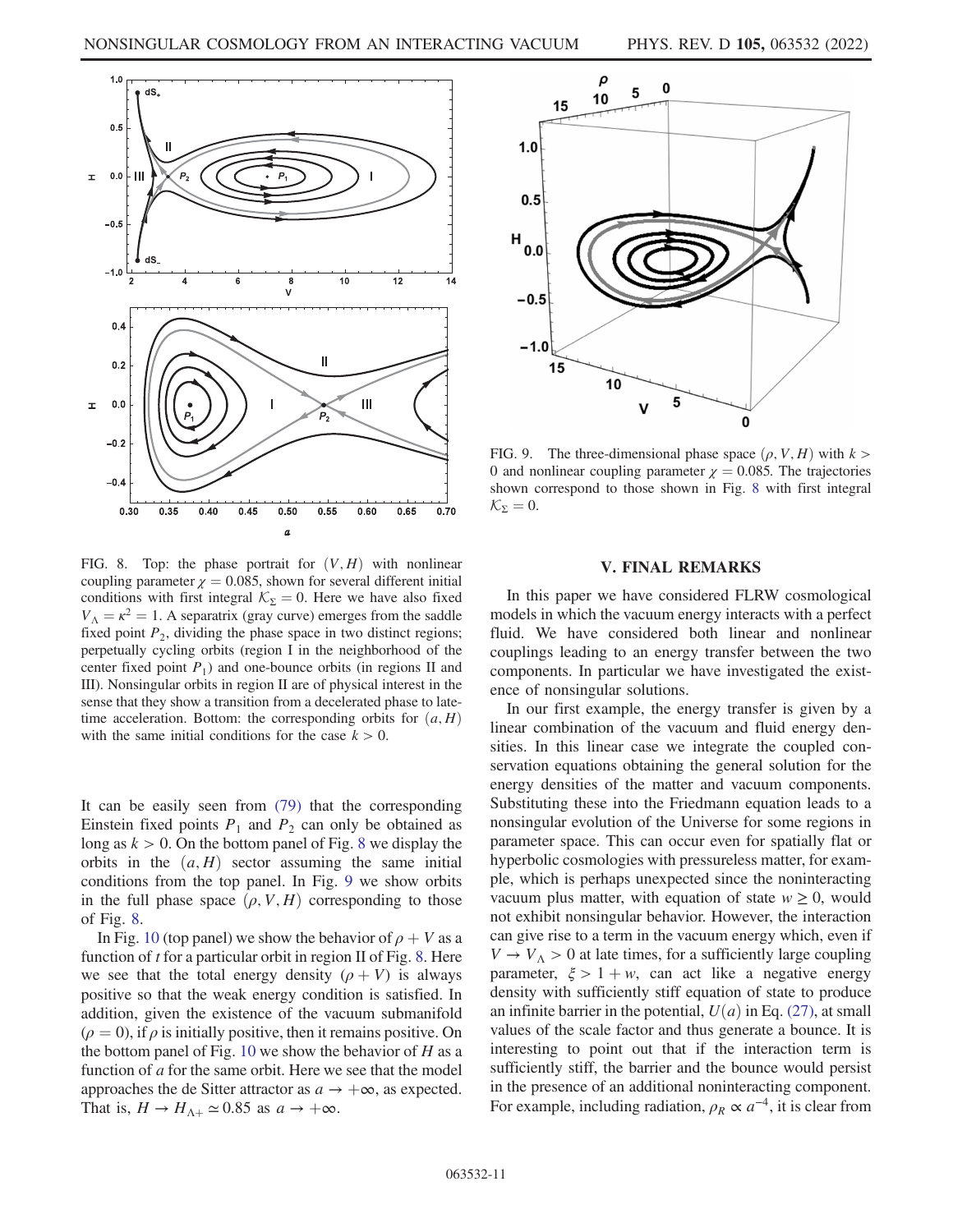FIG. 8. Top: the phase portrait for $(V, H)$ with nonlinear coupling parameter $\chi = 0.085$, shown for several different initial conditions with first integral $\mathcal{K}_\Sigma = 0$. Here we have also fixed $V_\Lambda = \kappa^2 = 1$. A separatrix (gray curve) emerges from the saddle fixed point $P_2$, dividing the phase space in two distinct regions; perpetually cycling orbits (region I in the neighborhood of the center fixed point $P_1$) and one-bounce orbits (in regions II and III). Nonsingular orbits in region II are of physical interest in the sense that they show a transition from a decelerated phase to late-time acceleration. Bottom: the corresponding orbits for $(a, H)$ with the same initial conditions for the case $k > 0$.

It can be easily seen from (79) that the corresponding Einstein fixed points $P_1$ and $P_2$ can only be obtained as long as $k > 0$. On the bottom panel of Fig. 8 we display the orbits in the $(a, H)$ sector assuming the same initial conditions from the top panel. In Fig. 9 we show orbits in the full phase space $(\rho, V, H)$ corresponding to those of Fig. 8.

In Fig. 10 (top panel) we show the behavior of $\rho + V$ as a function of $t$ for a particular orbit in region II of Fig. 8. Here we see that the total energy density $(\rho + V)$ is always positive so that the weak energy condition is satisfied. In addition, given the existence of the vacuum submanifold $(\rho = 0)$, if $\rho$ is initially positive, then it remains positive. On the bottom panel of Fig. 10 we show the behavior of $H$ as a function of $a$ for the same orbit. Here we see that the model approaches the de Sitter attractor as $a \to +\infty$, as expected. That is, $H \to H_{\Lambda+} \simeq 0.85$ as $a \to +\infty$.

FIG. 9. The three-dimensional phase space $(\rho, V, H)$ with $k > 0$ and nonlinear coupling parameter $\chi = 0.085$. The trajectories shown correspond to those shown in Fig. 8 with first integral $\mathcal{K}_\Sigma = 0$.

## V. FINAL REMARKS

In this paper we have considered FLRW cosmological models in which the vacuum energy interacts with a perfect fluid. We have considered both linear and nonlinear couplings leading to an energy transfer between the two components. In particular we have investigated the existence of nonsingular solutions.

In our first example, the energy transfer is given by a linear combination of the vacuum and fluid energy densities. In this linear case we integrate the coupled conservation equations obtaining the general solution for the energy densities of the matter and vacuum components. Substituting these into the Friedmann equation leads to a nonsingular evolution of the Universe for some regions in parameter space. This can occur even for spatially flat or hyperbolic cosmologies with pressureless matter, for example, which is perhaps unexpected since the noninteracting vacuum plus matter, with equation of state $w \geq 0$, would not exhibit nonsingular behavior. However, the interaction can give rise to a term in the vacuum energy which, even if $V \to V_\Lambda > 0$ at late times, for a sufficiently large coupling parameter, $\xi > 1 + w$, can act like a negative energy density with sufficiently stiff equation of state to produce an infinite barrier in the potential, $U(a)$ in Eq. (27), at small values of the scale factor and thus generate a bounce. It is interesting to point out that if the interaction term is sufficiently stiff, the barrier and the bounce would persist in the presence of an additional noninteracting component. For example, including radiation, $\rho_R \propto a^{-4}$, it is clear from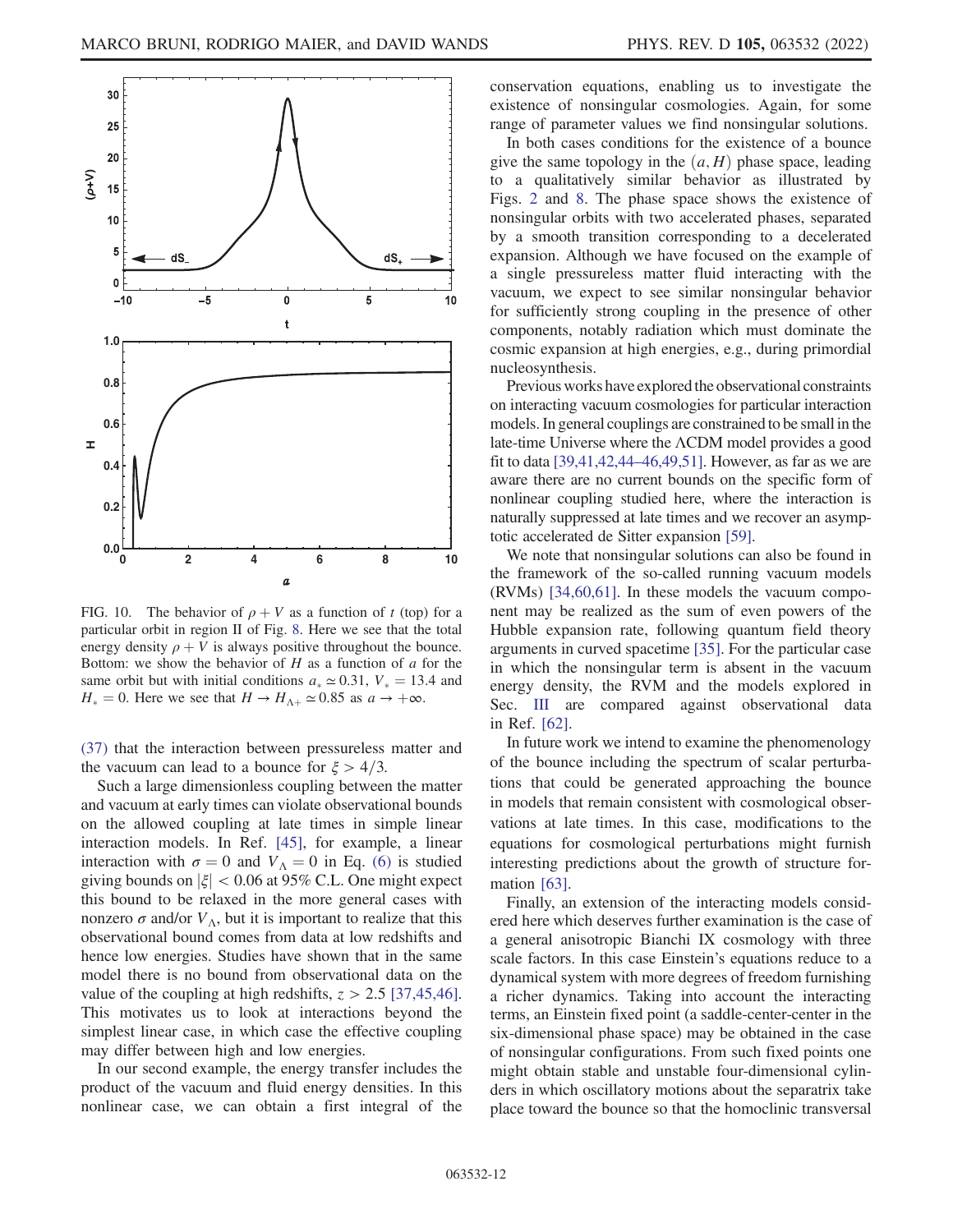FIG. 10. The behavior of $\rho + V$ as a function of $t$ (top) for a particular orbit in region II of Fig. 8. Here we see that the total energy density $\rho + V$ is always positive throughout the bounce. Bottom: we show the behavior of $H$ as a function of $a$ for the same orbit but with initial conditions $a_* \simeq 0.31$, $V_* = 13.4$ and $H_* = 0$. Here we see that $H \to H_{\Lambda+} \simeq 0.85$ as $a \to +\infty$.

(37) that the interaction between pressureless matter and the vacuum can lead to a bounce for $\xi > 4/3$.

Such a large dimensionless coupling between the matter and vacuum at early times can violate observational bounds on the allowed coupling at late times in simple linear interaction models. In Ref. [45], for example, a linear interaction with $\sigma = 0$ and $V_\Lambda = 0$ in Eq. (6) is studied giving bounds on $|\xi| < 0.06$ at 95% C.L. One might expect this bound to be relaxed in the more general cases with nonzero $\sigma$ and/or $V_\Lambda$, but it is important to realize that this observational bound comes from data at low redshifts and hence low energies. Studies have shown that in the same model there is no bound from observational data on the value of the coupling at high redshifts, $z > 2.5$ [37,45,46]. This motivates us to look at interactions beyond the simplest linear case, in which case the effective coupling may differ between high and low energies.

In our second example, the energy transfer includes the product of the vacuum and fluid energy densities. In this nonlinear case, we can obtain a first integral of the conservation equations, enabling us to investigate the existence of nonsingular cosmologies. Again, for some range of parameter values we find nonsingular solutions.

In both cases conditions for the existence of a bounce give the same topology in the $(a, H)$ phase space, leading to a qualitatively similar behavior as illustrated by Figs. 2 and 8. The phase space shows the existence of nonsingular orbits with two accelerated phases, separated by a smooth transition corresponding to a decelerated expansion. Although we have focused on the example of a single pressureless matter fluid interacting with the vacuum, we expect to see similar nonsingular behavior for sufficiently strong coupling in the presence of other components, notably radiation which must dominate the cosmic expansion at high energies, e.g., during primordial nucleosynthesis.

Previous works have explored the observational constraints on interacting vacuum cosmologies for particular interaction models. In general couplings are constrained to be small in the late-time Universe where the ΛCDM model provides a good fit to data [39,41,42,44–46,49,51]. However, as far as we are aware there are no current bounds on the specific form of nonlinear coupling studied here, where the interaction is naturally suppressed at late times and we recover an asymptotic accelerated de Sitter expansion [59].

We note that nonsingular solutions can also be found in the framework of the so-called running vacuum models (RVMs) [34,60,61]. In these models the vacuum component may be realized as the sum of even powers of the Hubble expansion rate, following quantum field theory arguments in curved spacetime [35]. For the particular case in which the nonsingular term is absent in the vacuum energy density, the RVM and the models explored in Sec. III are compared against observational data in Ref. [62].

In future work we intend to examine the phenomenology of the bounce including the spectrum of scalar perturbations that could be generated approaching the bounce in models that remain consistent with cosmological observations at late times. In this case, modifications to the equations for cosmological perturbations might furnish interesting predictions about the growth of structure formation [63].

Finally, an extension of the interacting models considered here which deserves further examination is the case of a general anisotropic Bianchi IX cosmology with three scale factors. In this case Einstein's equations reduce to a dynamical system with more degrees of freedom furnishing a richer dynamics. Taking into account the interacting terms, an Einstein fixed point (a saddle-center-center in the six-dimensional phase space) may be obtained in the case of nonsingular configurations. From such fixed points one might obtain stable and unstable four-dimensional cylinders in which oscillatory motions about the separatrix take place toward the bounce so that the homoclinic transversal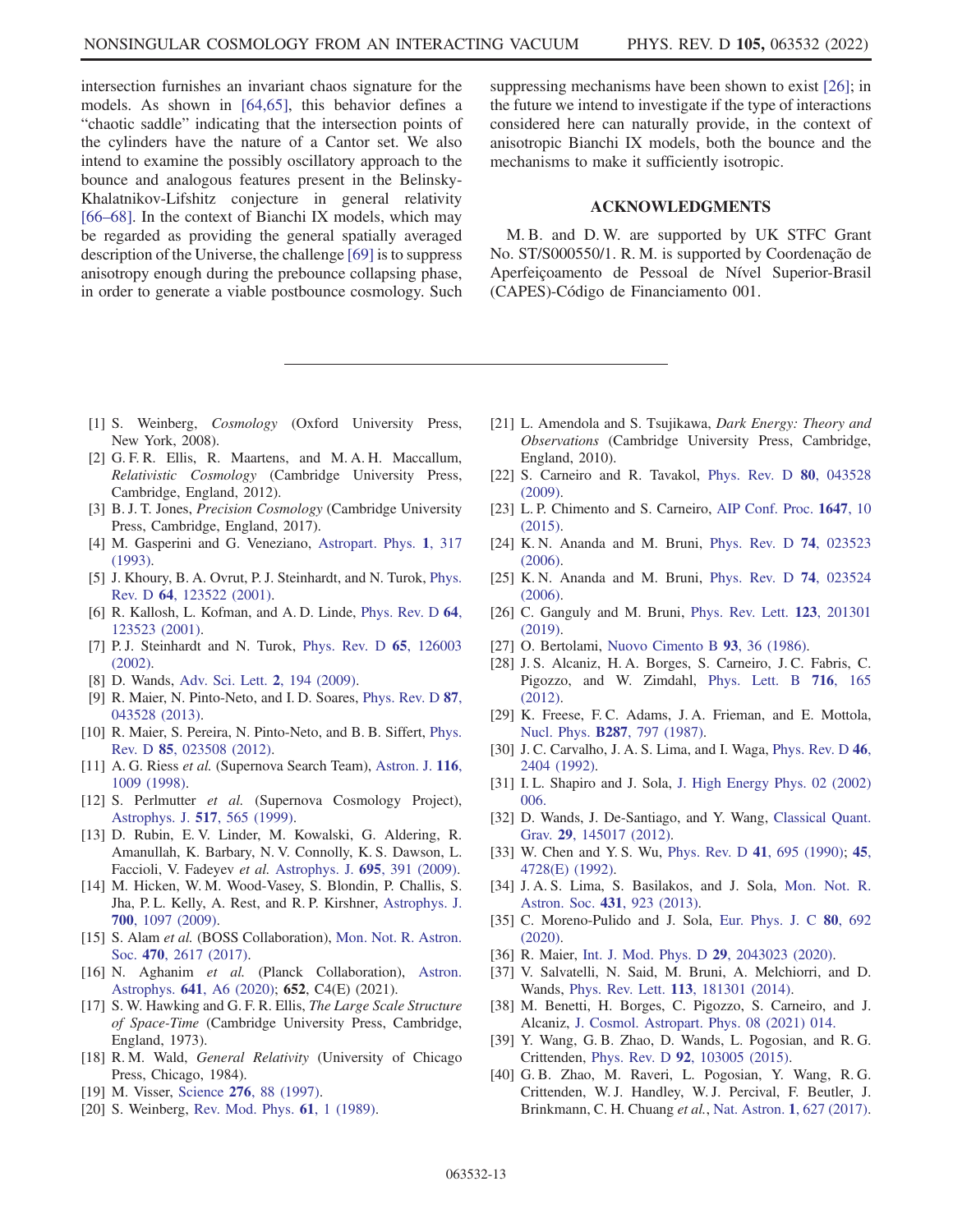intersection furnishes an invariant chaos signature for the models. As shown in [64,65], this behavior defines a "chaotic saddle" indicating that the intersection points of the cylinders have the nature of a Cantor set. We also intend to examine the possibly oscillatory approach to the bounce and analogous features present in the Belinsky-Khalatnikov-Lifshitz conjecture in general relativity [66–68]. In the context of Bianchi IX models, which may be regarded as providing the general spatially averaged description of the Universe, the challenge [69] is to suppress anisotropy enough during the prebounce collapsing phase, in order to generate a viable postbounce cosmology. Such suppressing mechanisms have been shown to exist [26]; in the future we intend to investigate if the type of interactions considered here can naturally provide, in the context of anisotropic Bianchi IX models, both the bounce and the mechanisms to make it sufficiently isotropic.

## ACKNOWLEDGMENTS

M. B. and D. W. are supported by UK STFC Grant No. ST/S000550/1. R. M. is supported by Coordenação de Aperfeiçoamento de Pessoal de Nível Superior-Brasil (CAPES)-Código de Financiamento 001.

---

[1] S. Weinberg, *Cosmology* (Oxford University Press, New York, 2008).

[2] G. F. R. Ellis, R. Maartens, and M. A. H. Maccallum, *Relativistic Cosmology* (Cambridge University Press, Cambridge, England, 2012).

[3] B. J. T. Jones, *Precision Cosmology* (Cambridge University Press, Cambridge, England, 2017).

[4] M. Gasperini and G. Veneziano, Astropart. Phys. **1**, 317 (1993).

[5] J. Khoury, B. A. Ovrut, P. J. Steinhardt, and N. Turok, Phys. Rev. D **64**, 123522 (2001).

[6] R. Kallosh, L. Kofman, and A. D. Linde, Phys. Rev. D **64**, 123523 (2001).

[7] P. J. Steinhardt and N. Turok, Phys. Rev. D **65**, 126003 (2002).

[8] D. Wands, Adv. Sci. Lett. **2**, 194 (2009).

[9] R. Maier, N. Pinto-Neto, and I. D. Soares, Phys. Rev. D **87**, 043528 (2013).

[10] R. Maier, S. Pereira, N. Pinto-Neto, and B. B. Siffert, Phys. Rev. D **85**, 023508 (2012).

[11] A. G. Riess *et al.* (Supernova Search Team), Astron. J. **116**, 1009 (1998).

[12] S. Perlmutter *et al.* (Supernova Cosmology Project), Astrophys. J. **517**, 565 (1999).

[13] D. Rubin, E. V. Linder, M. Kowalski, G. Aldering, R. Amanullah, K. Barbary, N. V. Connolly, K. S. Dawson, L. Faccioli, V. Fadeyev *et al.* Astrophys. J. **695**, 391 (2009).

[14] M. Hicken, W. M. Wood-Vasey, S. Blondin, P. Challis, S. Jha, P. L. Kelly, A. Rest, and R. P. Kirshner, Astrophys. J. **700**, 1097 (2009).

[15] S. Alam *et al.* (BOSS Collaboration), Mon. Not. R. Astron. Soc. **470**, 2617 (2017).

[16] N. Aghanim *et al.* (Planck Collaboration), Astron. Astrophys. **641**, A6 (2020); **652**, C4(E) (2021).

[17] S. W. Hawking and G. F. R. Ellis, *The Large Scale Structure of Space-Time* (Cambridge University Press, Cambridge, England, 1973).

[18] R. M. Wald, *General Relativity* (University of Chicago Press, Chicago, 1984).

[19] M. Visser, Science **276**, 88 (1997).

[20] S. Weinberg, Rev. Mod. Phys. **61**, 1 (1989).

[21] L. Amendola and S. Tsujikawa, *Dark Energy: Theory and Observations* (Cambridge University Press, Cambridge, England, 2010).

[22] S. Carneiro and R. Tavakol, Phys. Rev. D **80**, 043528 (2009).

[23] L. P. Chimento and S. Carneiro, AIP Conf. Proc. **1647**, 10 (2015).

[24] K. N. Ananda and M. Bruni, Phys. Rev. D **74**, 023523 (2006).

[25] K. N. Ananda and M. Bruni, Phys. Rev. D **74**, 023524 (2006).

[26] C. Ganguly and M. Bruni, Phys. Rev. Lett. **123**, 201301 (2019).

[27] O. Bertolami, Nuovo Cimento B **93**, 36 (1986).

[28] J. S. Alcaniz, H. A. Borges, S. Carneiro, J. C. Fabris, C. Pigozzo, and W. Zimdahl, Phys. Lett. B **716**, 165 (2012).

[29] K. Freese, F. C. Adams, J. A. Frieman, and E. Mottola, Nucl. Phys. **B287**, 797 (1987).

[30] J. C. Carvalho, J. A. S. Lima, and I. Waga, Phys. Rev. D **46**, 2404 (1992).

[31] I. L. Shapiro and J. Sola, J. High Energy Phys. 02 (2002) 006.

[32] D. Wands, J. De-Santiago, and Y. Wang, Classical Quant. Grav. **29**, 145017 (2012).

[33] W. Chen and Y. S. Wu, Phys. Rev. D **41**, 695 (1990); **45**, 4728(E) (1992).

[34] J. A. S. Lima, S. Basilakos, and J. Sola, Mon. Not. R. Astron. Soc. **431**, 923 (2013).

[35] C. Moreno-Pulido and J. Sola, Eur. Phys. J. C **80**, 692 (2020).

[36] R. Maier, Int. J. Mod. Phys. D **29**, 2043023 (2020).

[37] V. Salvatelli, N. Said, M. Bruni, A. Melchiorri, and D. Wands, Phys. Rev. Lett. **113**, 181301 (2014).

[38] M. Benetti, H. Borges, C. Pigozzo, S. Carneiro, and J. Alcaniz, J. Cosmol. Astropart. Phys. 08 (2021) 014.

[39] Y. Wang, G. B. Zhao, D. Wands, L. Pogosian, and R. G. Crittenden, Phys. Rev. D **92**, 103005 (2015).

[40] G. B. Zhao, M. Raveri, L. Pogosian, Y. Wang, R. G. Crittenden, W. J. Handley, W. J. Percival, F. Beutler, J. Brinkmann, C. H. Chuang *et al.*, Nat. Astron. **1**, 627 (2017).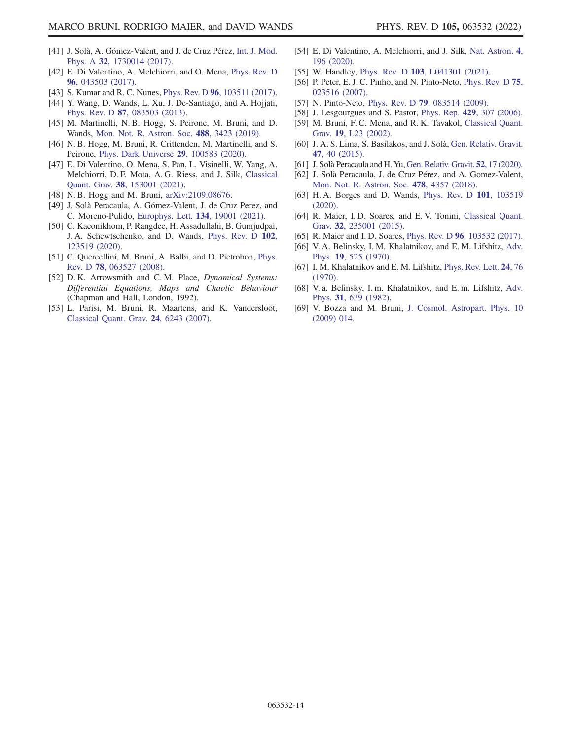[41] J. Solà, A. Gómez-Valent, and J. de Cruz Pérez, Int. J. Mod. Phys. A **32**, 1730014 (2017).

[42] E. Di Valentino, A. Melchiorri, and O. Mena, Phys. Rev. D **96**, 043503 (2017).

[43] S. Kumar and R. C. Nunes, Phys. Rev. D **96**, 103511 (2017).

[44] Y. Wang, D. Wands, L. Xu, J. De-Santiago, and A. Hojjati, Phys. Rev. D **87**, 083503 (2013).

[45] M. Martinelli, N. B. Hogg, S. Peirone, M. Bruni, and D. Wands, Mon. Not. R. Astron. Soc. **488**, 3423 (2019).

[46] N. B. Hogg, M. Bruni, R. Crittenden, M. Martinelli, and S. Peirone, Phys. Dark Universe **29**, 100583 (2020).

[47] E. Di Valentino, O. Mena, S. Pan, L. Visinelli, W. Yang, A. Melchiorri, D. F. Mota, A. G. Riess, and J. Silk, Classical Quant. Grav. **38**, 153001 (2021).

[48] N. B. Hogg and M. Bruni, arXiv:2109.08676.

[49] J. Solà Peracaula, A. Gómez-Valent, J. de Cruz Perez, and C. Moreno-Pulido, Europhys. Lett. **134**, 19001 (2021).

[50] C. Kaeonikhom, P. Rangdee, H. Assadullahi, B. Gumjudpai, J. A. Schewtschenko, and D. Wands, Phys. Rev. D **102**, 123519 (2020).

[51] C. Quercellini, M. Bruni, A. Balbi, and D. Pietrobon, Phys. Rev. D **78**, 063527 (2008).

[52] D. K. Arrowsmith and C. M. Place, *Dynamical Systems: Differential Equations, Maps and Chaotic Behaviour* (Chapman and Hall, London, 1992).

[53] L. Parisi, M. Bruni, R. Maartens, and K. Vandersloot, Classical Quant. Grav. **24**, 6243 (2007).

[54] E. Di Valentino, A. Melchiorri, and J. Silk, Nat. Astron. **4**, 196 (2020).

[55] W. Handley, Phys. Rev. D **103**, L041301 (2021).

[56] P. Peter, E. J. C. Pinho, and N. Pinto-Neto, Phys. Rev. D **75**, 023516 (2007).

[57] N. Pinto-Neto, Phys. Rev. D **79**, 083514 (2009).

[58] J. Lesgourgues and S. Pastor, Phys. Rep. **429**, 307 (2006).

[59] M. Bruni, F. C. Mena, and R. K. Tavakol, Classical Quant. Grav. **19**, L23 (2002).

[60] J. A. S. Lima, S. Basilakos, and J. Solà, Gen. Relativ. Gravit. **47**, 40 (2015).

[61] J. Solà Peracaula and H. Yu, Gen. Relativ. Gravit. **52**, 17 (2020).

[62] J. Solà Peracaula, J. de Cruz Pérez, and A. Gomez-Valent, Mon. Not. R. Astron. Soc. **478**, 4357 (2018).

[63] H. A. Borges and D. Wands, Phys. Rev. D **101**, 103519 (2020).

[64] R. Maier, I. D. Soares, and E. V. Tonini, Classical Quant. Grav. **32**, 235001 (2015).

[65] R. Maier and I. D. Soares, Phys. Rev. D **96**, 103532 (2017).

[66] V. A. Belinsky, I. M. Khalatnikov, and E. M. Lifshitz, Adv. Phys. **19**, 525 (1970).

[67] I. M. Khalatnikov and E. M. Lifshitz, Phys. Rev. Lett. **24**, 76 (1970).

[68] V. a. Belinsky, I. m. Khalatnikov, and E. m. Lifshitz, Adv. Phys. **31**, 639 (1982).

[69] V. Bozza and M. Bruni, J. Cosmol. Astropart. Phys. 10 (2009) 014.